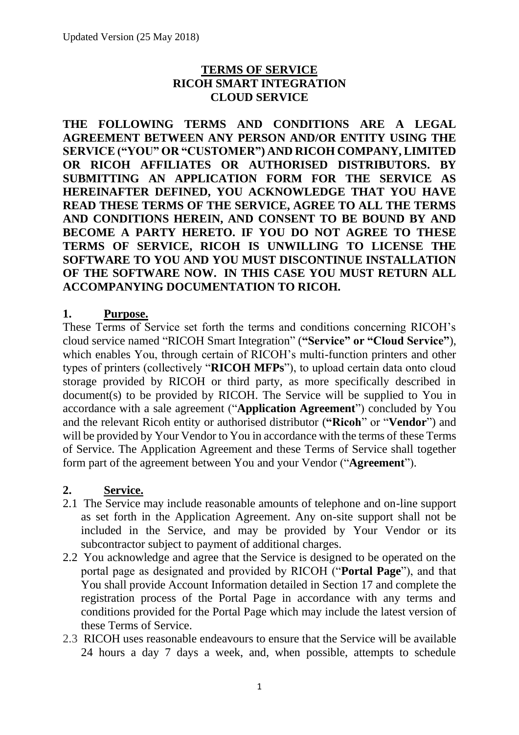Updated Version (25 May 2018)

# TERMS OF SERVICE
# RICOH SMART INTEGRATION
# CLOUD SERVICE

**THE FOLLOWING TERMS AND CONDITIONS ARE A LEGAL AGREEMENT BETWEEN ANY PERSON AND/OR ENTITY USING THE SERVICE ("YOU" OR "CUSTOMER") AND RICOH COMPANY, LIMITED OR RICOH AFFILIATES OR AUTHORISED DISTRIBUTORS. BY SUBMITTING AN APPLICATION FORM FOR THE SERVICE AS HEREINAFTER DEFINED, YOU ACKNOWLEDGE THAT YOU HAVE READ THESE TERMS OF THE SERVICE, AGREE TO ALL THE TERMS AND CONDITIONS HEREIN, AND CONSENT TO BE BOUND BY AND BECOME A PARTY HERETO. IF YOU DO NOT AGREE TO THESE TERMS OF SERVICE, RICOH IS UNWILLING TO LICENSE THE SOFTWARE TO YOU AND YOU MUST DISCONTINUE INSTALLATION OF THE SOFTWARE NOW. IN THIS CASE YOU MUST RETURN ALL ACCOMPANYING DOCUMENTATION TO RICOH.**

## 1. Purpose.

These Terms of Service set forth the terms and conditions concerning RICOH's cloud service named "RICOH Smart Integration" (**"Service" or "Cloud Service"**), which enables You, through certain of RICOH's multi-function printers and other types of printers (collectively "**RICOH MFPs**"), to upload certain data onto cloud storage provided by RICOH or third party, as more specifically described in document(s) to be provided by RICOH. The Service will be supplied to You in accordance with a sale agreement ("**Application Agreement**") concluded by You and the relevant Ricoh entity or authorised distributor (**"Ricoh**" or "**Vendor**") and will be provided by Your Vendor to You in accordance with the terms of these Terms of Service. The Application Agreement and these Terms of Service shall together form part of the agreement between You and your Vendor ("**Agreement**").

## 2. Service.

2.1 The Service may include reasonable amounts of telephone and on-line support as set forth in the Application Agreement. Any on-site support shall not be included in the Service, and may be provided by Your Vendor or its subcontractor subject to payment of additional charges.

2.2 You acknowledge and agree that the Service is designed to be operated on the portal page as designated and provided by RICOH ("**Portal Page**"), and that You shall provide Account Information detailed in Section 17 and complete the registration process of the Portal Page in accordance with any terms and conditions provided for the Portal Page which may include the latest version of these Terms of Service.

2.3 RICOH uses reasonable endeavours to ensure that the Service will be available 24 hours a day 7 days a week, and, when possible, attempts to schedule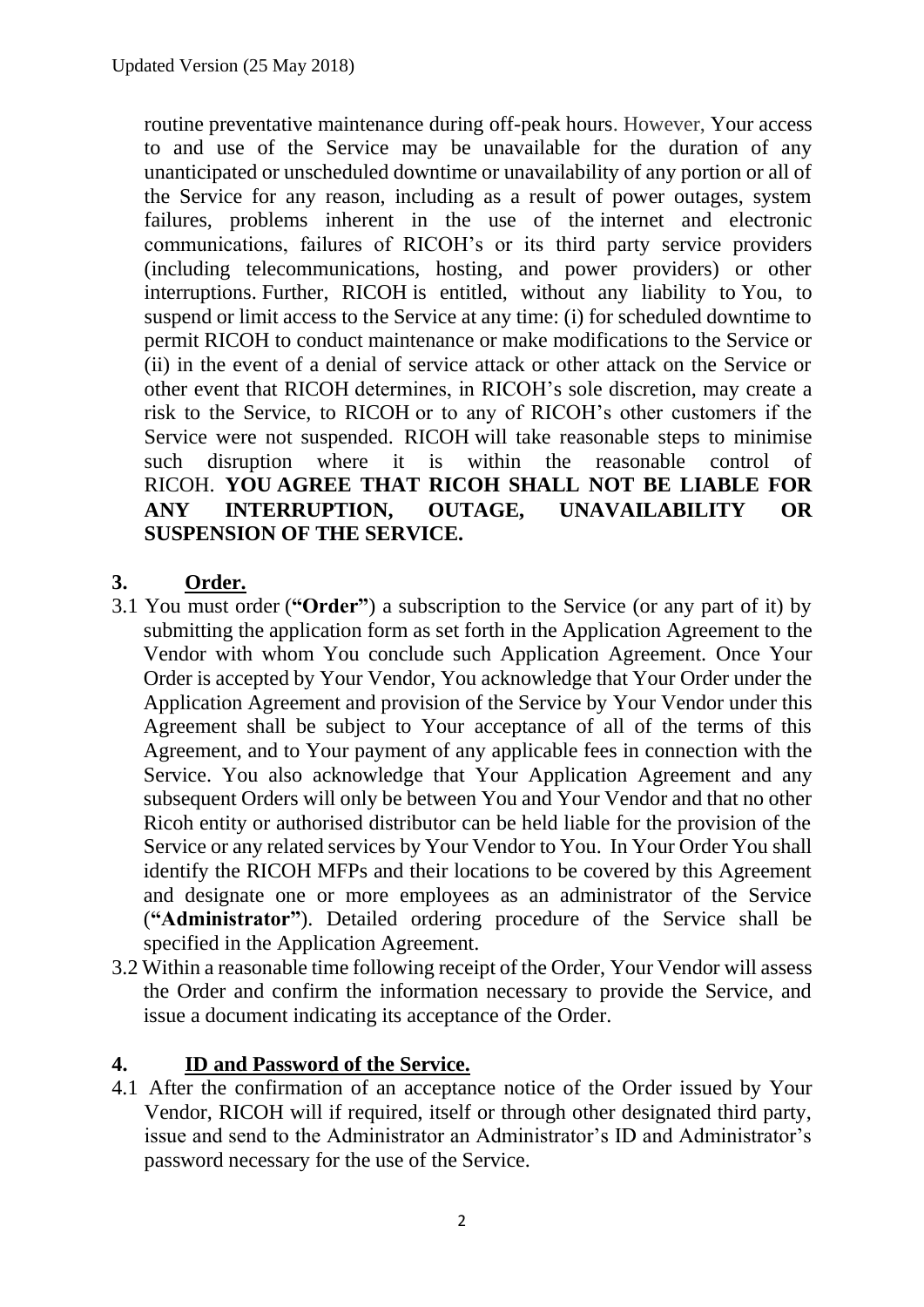routine preventative maintenance during off-peak hours. However, Your access to and use of the Service may be unavailable for the duration of any unanticipated or unscheduled downtime or unavailability of any portion or all of the Service for any reason, including as a result of power outages, system failures, problems inherent in the use of the internet and electronic communications, failures of RICOH's or its third party service providers (including telecommunications, hosting, and power providers) or other interruptions. Further, RICOH is entitled, without any liability to You, to suspend or limit access to the Service at any time: (i) for scheduled downtime to permit RICOH to conduct maintenance or make modifications to the Service or (ii) in the event of a denial of service attack or other attack on the Service or other event that RICOH determines, in RICOH's sole discretion, may create a risk to the Service, to RICOH or to any of RICOH's other customers if the Service were not suspended. RICOH will take reasonable steps to minimise such disruption where it is within the reasonable control of RICOH. **YOU AGREE THAT RICOH SHALL NOT BE LIABLE FOR ANY INTERRUPTION, OUTAGE, UNAVAILABILITY OR SUSPENSION OF THE SERVICE.**

## 3. Order.

3.1 You must order (**"Order"**) a subscription to the Service (or any part of it) by submitting the application form as set forth in the Application Agreement to the Vendor with whom You conclude such Application Agreement. Once Your Order is accepted by Your Vendor, You acknowledge that Your Order under the Application Agreement and provision of the Service by Your Vendor under this Agreement shall be subject to Your acceptance of all of the terms of this Agreement, and to Your payment of any applicable fees in connection with the Service. You also acknowledge that Your Application Agreement and any subsequent Orders will only be between You and Your Vendor and that no other Ricoh entity or authorised distributor can be held liable for the provision of the Service or any related services by Your Vendor to You. In Your Order You shall identify the RICOH MFPs and their locations to be covered by this Agreement and designate one or more employees as an administrator of the Service (**"Administrator"**). Detailed ordering procedure of the Service shall be specified in the Application Agreement.

3.2 Within a reasonable time following receipt of the Order, Your Vendor will assess the Order and confirm the information necessary to provide the Service, and issue a document indicating its acceptance of the Order.

## 4. ID and Password of the Service.

4.1 After the confirmation of an acceptance notice of the Order issued by Your Vendor, RICOH will if required, itself or through other designated third party, issue and send to the Administrator an Administrator's ID and Administrator's password necessary for the use of the Service.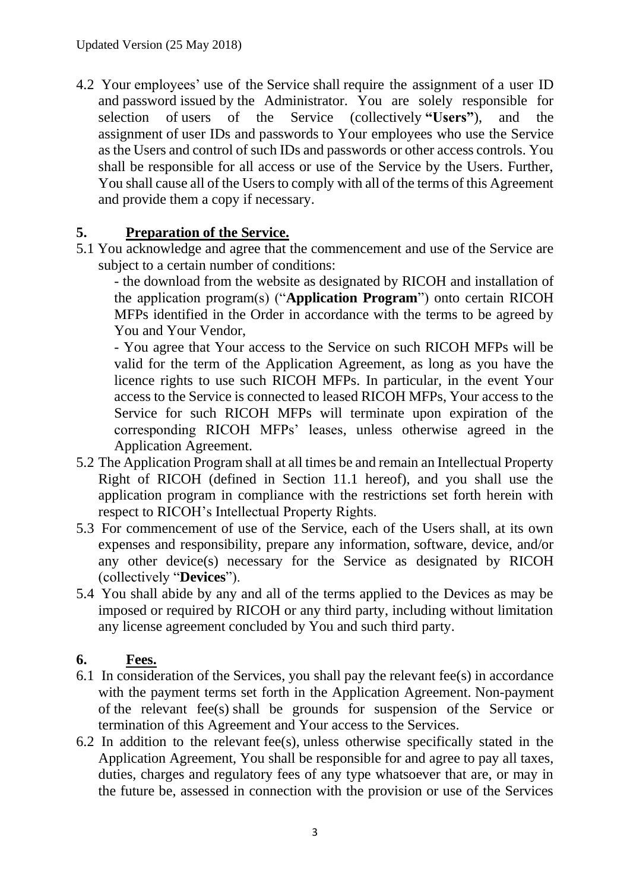4.2 Your employees' use of the Service shall require the assignment of a user ID and password issued by the Administrator. You are solely responsible for selection of users of the Service (collectively **"Users"**), and the assignment of user IDs and passwords to Your employees who use the Service as the Users and control of such IDs and passwords or other access controls. You shall be responsible for all access or use of the Service by the Users. Further, You shall cause all of the Users to comply with all of the terms of this Agreement and provide them a copy if necessary.

## 5. Preparation of the Service.

5.1 You acknowledge and agree that the commencement and use of the Service are subject to a certain number of conditions:

- the download from the website as designated by RICOH and installation of the application program(s) ("**Application Program**") onto certain RICOH MFPs identified in the Order in accordance with the terms to be agreed by You and Your Vendor,
- You agree that Your access to the Service on such RICOH MFPs will be valid for the term of the Application Agreement, as long as you have the licence rights to use such RICOH MFPs. In particular, in the event Your access to the Service is connected to leased RICOH MFPs, Your access to the Service for such RICOH MFPs will terminate upon expiration of the corresponding RICOH MFPs' leases, unless otherwise agreed in the Application Agreement.

5.2 The Application Program shall at all times be and remain an Intellectual Property Right of RICOH (defined in Section 11.1 hereof), and you shall use the application program in compliance with the restrictions set forth herein with respect to RICOH's Intellectual Property Rights.

5.3 For commencement of use of the Service, each of the Users shall, at its own expenses and responsibility, prepare any information, software, device, and/or any other device(s) necessary for the Service as designated by RICOH (collectively "**Devices**").

5.4 You shall abide by any and all of the terms applied to the Devices as may be imposed or required by RICOH or any third party, including without limitation any license agreement concluded by You and such third party.

## 6. Fees.

6.1 In consideration of the Services, you shall pay the relevant fee(s) in accordance with the payment terms set forth in the Application Agreement. Non-payment of the relevant fee(s) shall be grounds for suspension of the Service or termination of this Agreement and Your access to the Services.

6.2 In addition to the relevant fee(s), unless otherwise specifically stated in the Application Agreement, You shall be responsible for and agree to pay all taxes, duties, charges and regulatory fees of any type whatsoever that are, or may in the future be, assessed in connection with the provision or use of the Services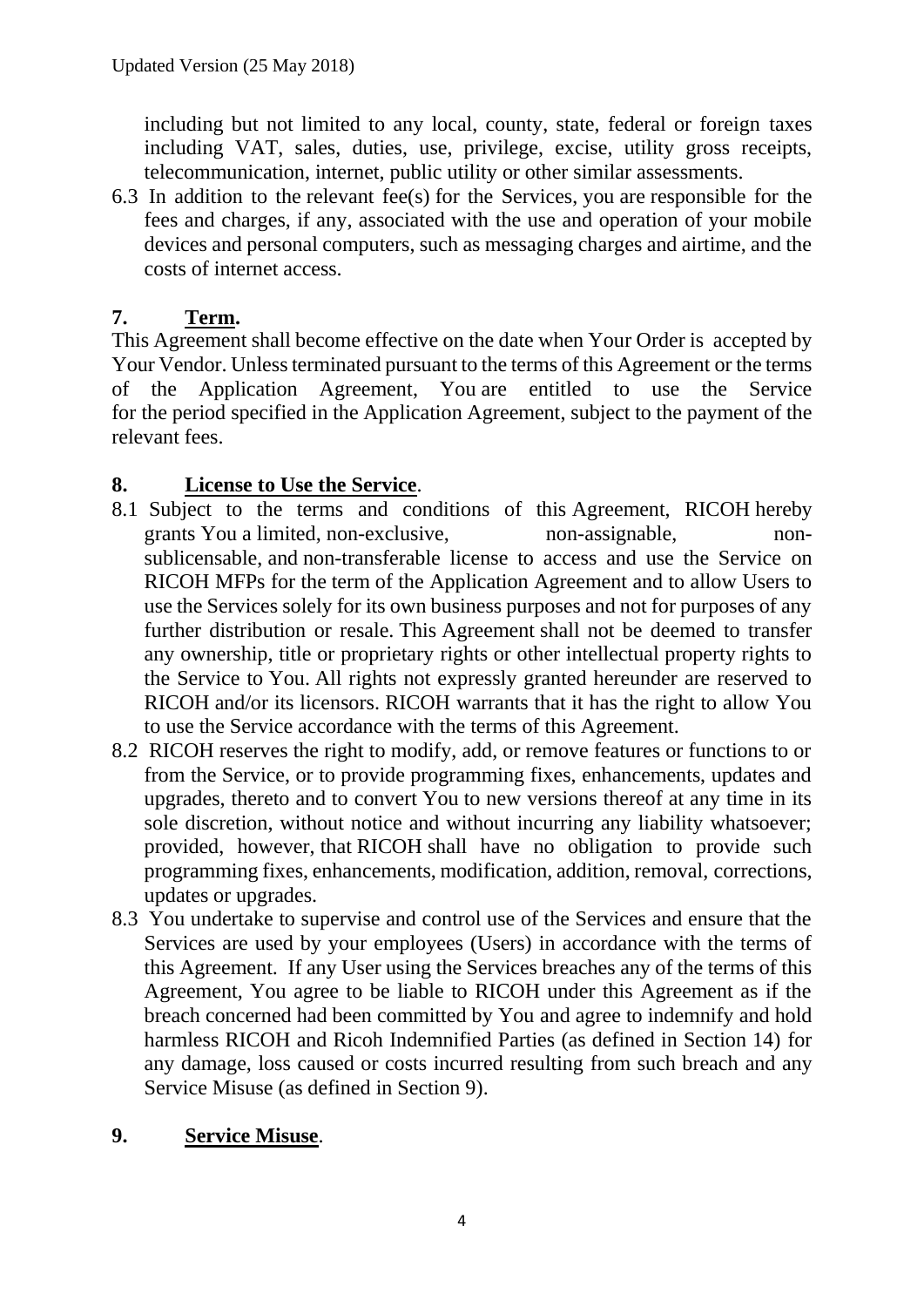including but not limited to any local, county, state, federal or foreign taxes including VAT, sales, duties, use, privilege, excise, utility gross receipts, telecommunication, internet, public utility or other similar assessments.

6.3 In addition to the relevant fee(s) for the Services, you are responsible for the fees and charges, if any, associated with the use and operation of your mobile devices and personal computers, such as messaging charges and airtime, and the costs of internet access.

## 7. Term.

This Agreement shall become effective on the date when Your Order is accepted by Your Vendor. Unless terminated pursuant to the terms of this Agreement or the terms of the Application Agreement, You are entitled to use the Service for the period specified in the Application Agreement, subject to the payment of the relevant fees.

## 8. License to Use the Service.

8.1 Subject to the terms and conditions of this Agreement, RICOH hereby grants You a limited, non-exclusive, non-assignable, non-sublicensable, and non-transferable license to access and use the Service on RICOH MFPs for the term of the Application Agreement and to allow Users to use the Services solely for its own business purposes and not for purposes of any further distribution or resale. This Agreement shall not be deemed to transfer any ownership, title or proprietary rights or other intellectual property rights to the Service to You. All rights not expressly granted hereunder are reserved to RICOH and/or its licensors. RICOH warrants that it has the right to allow You to use the Service accordance with the terms of this Agreement.

8.2 RICOH reserves the right to modify, add, or remove features or functions to or from the Service, or to provide programming fixes, enhancements, updates and upgrades, thereto and to convert You to new versions thereof at any time in its sole discretion, without notice and without incurring any liability whatsoever; provided, however, that RICOH shall have no obligation to provide such programming fixes, enhancements, modification, addition, removal, corrections, updates or upgrades.

8.3 You undertake to supervise and control use of the Services and ensure that the Services are used by your employees (Users) in accordance with the terms of this Agreement. If any User using the Services breaches any of the terms of this Agreement, You agree to be liable to RICOH under this Agreement as if the breach concerned had been committed by You and agree to indemnify and hold harmless RICOH and Ricoh Indemnified Parties (as defined in Section 14) for any damage, loss caused or costs incurred resulting from such breach and any Service Misuse (as defined in Section 9).

## 9. Service Misuse.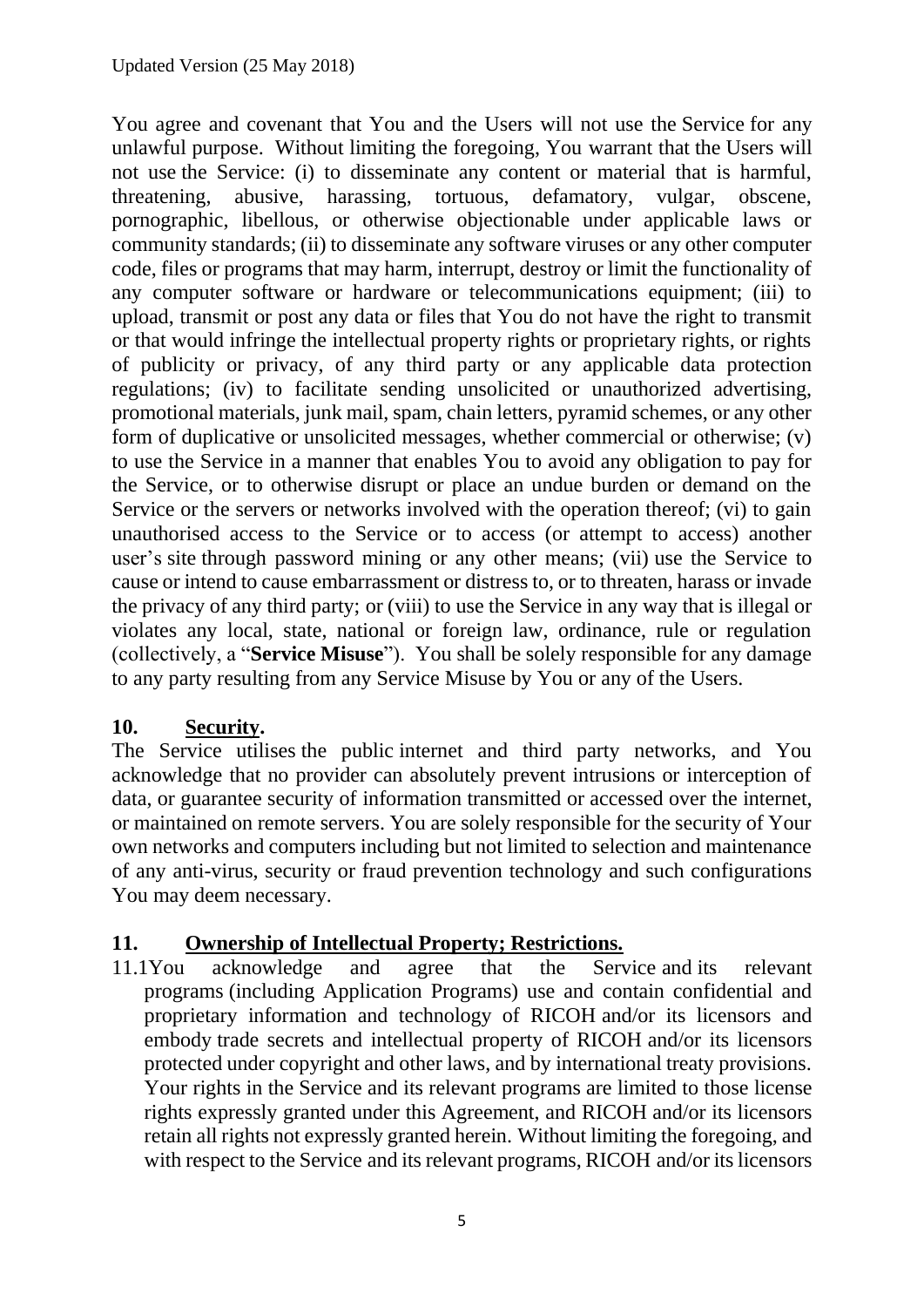You agree and covenant that You and the Users will not use the Service for any unlawful purpose. Without limiting the foregoing, You warrant that the Users will not use the Service: (i) to disseminate any content or material that is harmful, threatening, abusive, harassing, tortuous, defamatory, vulgar, obscene, pornographic, libellous, or otherwise objectionable under applicable laws or community standards; (ii) to disseminate any software viruses or any other computer code, files or programs that may harm, interrupt, destroy or limit the functionality of any computer software or hardware or telecommunications equipment; (iii) to upload, transmit or post any data or files that You do not have the right to transmit or that would infringe the intellectual property rights or proprietary rights, or rights of publicity or privacy, of any third party or any applicable data protection regulations; (iv) to facilitate sending unsolicited or unauthorized advertising, promotional materials, junk mail, spam, chain letters, pyramid schemes, or any other form of duplicative or unsolicited messages, whether commercial or otherwise; (v) to use the Service in a manner that enables You to avoid any obligation to pay for the Service, or to otherwise disrupt or place an undue burden or demand on the Service or the servers or networks involved with the operation thereof; (vi) to gain unauthorised access to the Service or to access (or attempt to access) another user's site through password mining or any other means; (vii) use the Service to cause or intend to cause embarrassment or distress to, or to threaten, harass or invade the privacy of any third party; or (viii) to use the Service in any way that is illegal or violates any local, state, national or foreign law, ordinance, rule or regulation (collectively, a "**Service Misuse**"). You shall be solely responsible for any damage to any party resulting from any Service Misuse by You or any of the Users.

## 10. Security.

The Service utilises the public internet and third party networks, and You acknowledge that no provider can absolutely prevent intrusions or interception of data, or guarantee security of information transmitted or accessed over the internet, or maintained on remote servers. You are solely responsible for the security of Your own networks and computers including but not limited to selection and maintenance of any anti-virus, security or fraud prevention technology and such configurations You may deem necessary.

## 11. Ownership of Intellectual Property; Restrictions.

11.1 You acknowledge and agree that the Service and its relevant programs (including Application Programs) use and contain confidential and proprietary information and technology of RICOH and/or its licensors and embody trade secrets and intellectual property of RICOH and/or its licensors protected under copyright and other laws, and by international treaty provisions. Your rights in the Service and its relevant programs are limited to those license rights expressly granted under this Agreement, and RICOH and/or its licensors retain all rights not expressly granted herein. Without limiting the foregoing, and with respect to the Service and its relevant programs, RICOH and/or its licensors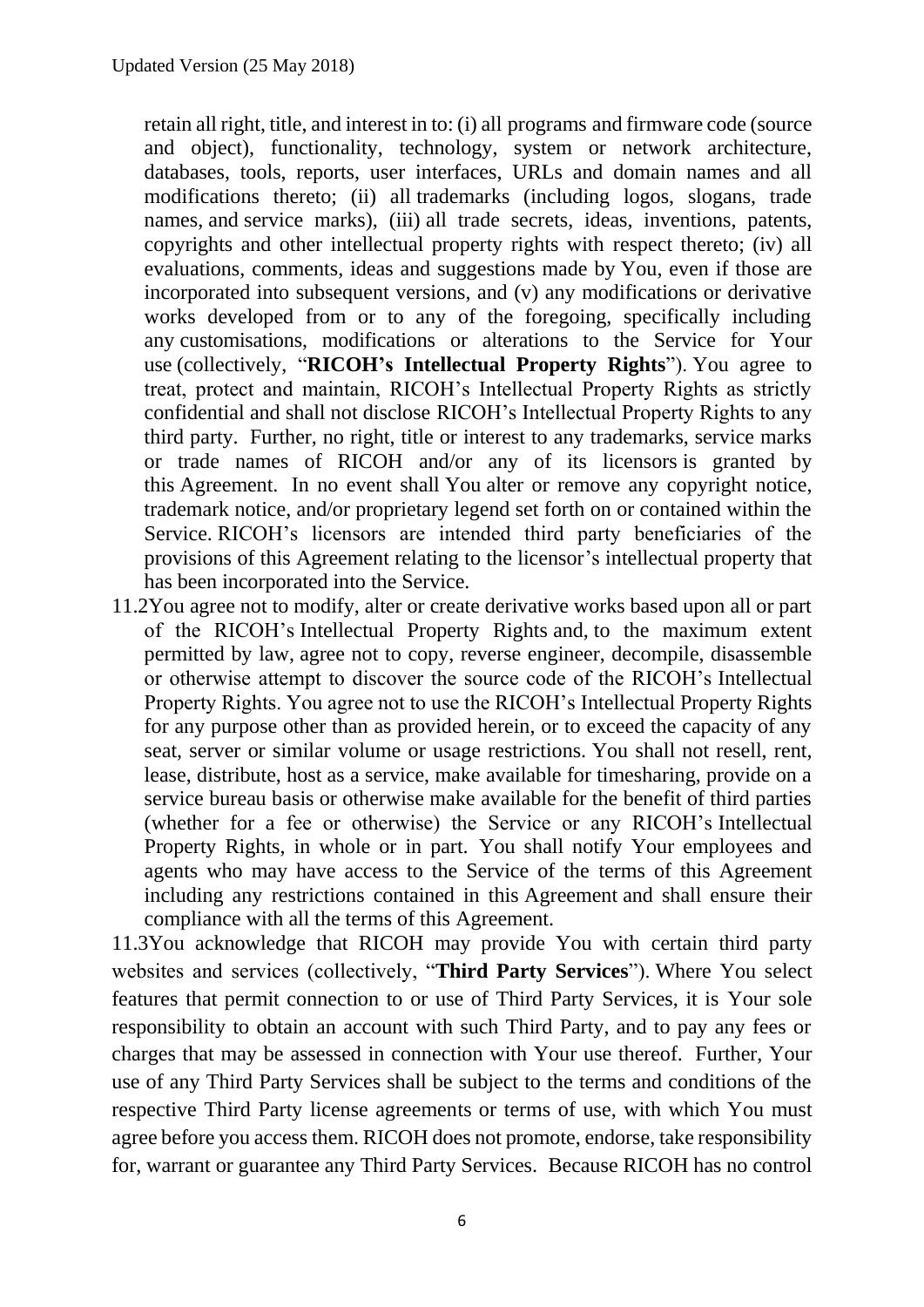retain all right, title, and interest in to: (i) all programs and firmware code (source and object), functionality, technology, system or network architecture, databases, tools, reports, user interfaces, URLs and domain names and all modifications thereto; (ii) all trademarks (including logos, slogans, trade names, and service marks), (iii) all trade secrets, ideas, inventions, patents, copyrights and other intellectual property rights with respect thereto; (iv) all evaluations, comments, ideas and suggestions made by You, even if those are incorporated into subsequent versions, and (v) any modifications or derivative works developed from or to any of the foregoing, specifically including any customisations, modifications or alterations to the Service for Your use (collectively, "**RICOH's Intellectual Property Rights**"). You agree to treat, protect and maintain, RICOH's Intellectual Property Rights as strictly confidential and shall not disclose RICOH's Intellectual Property Rights to any third party. Further, no right, title or interest to any trademarks, service marks or trade names of RICOH and/or any of its licensors is granted by this Agreement. In no event shall You alter or remove any copyright notice, trademark notice, and/or proprietary legend set forth on or contained within the Service. RICOH's licensors are intended third party beneficiaries of the provisions of this Agreement relating to the licensor's intellectual property that has been incorporated into the Service.

11.2 You agree not to modify, alter or create derivative works based upon all or part of the RICOH's Intellectual Property Rights and, to the maximum extent permitted by law, agree not to copy, reverse engineer, decompile, disassemble or otherwise attempt to discover the source code of the RICOH's Intellectual Property Rights. You agree not to use the RICOH's Intellectual Property Rights for any purpose other than as provided herein, or to exceed the capacity of any seat, server or similar volume or usage restrictions. You shall not resell, rent, lease, distribute, host as a service, make available for timesharing, provide on a service bureau basis or otherwise make available for the benefit of third parties (whether for a fee or otherwise) the Service or any RICOH's Intellectual Property Rights, in whole or in part. You shall notify Your employees and agents who may have access to the Service of the terms of this Agreement including any restrictions contained in this Agreement and shall ensure their compliance with all the terms of this Agreement.

11.3 You acknowledge that RICOH may provide You with certain third party websites and services (collectively, "**Third Party Services**"). Where You select features that permit connection to or use of Third Party Services, it is Your sole responsibility to obtain an account with such Third Party, and to pay any fees or charges that may be assessed in connection with Your use thereof. Further, Your use of any Third Party Services shall be subject to the terms and conditions of the respective Third Party license agreements or terms of use, with which You must agree before you access them. RICOH does not promote, endorse, take responsibility for, warrant or guarantee any Third Party Services. Because RICOH has no control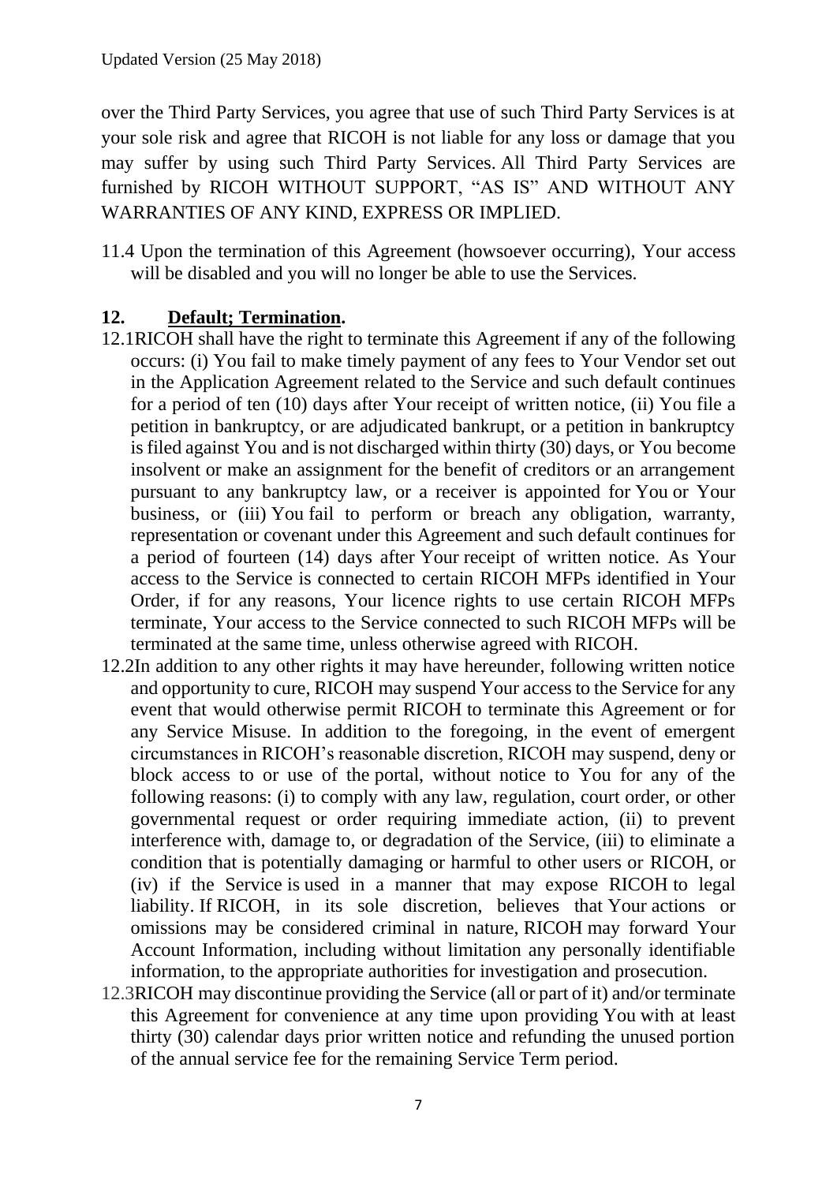over the Third Party Services, you agree that use of such Third Party Services is at your sole risk and agree that RICOH is not liable for any loss or damage that you may suffer by using such Third Party Services. All Third Party Services are furnished by RICOH WITHOUT SUPPORT, "AS IS" AND WITHOUT ANY WARRANTIES OF ANY KIND, EXPRESS OR IMPLIED.

11.4 Upon the termination of this Agreement (howsoever occurring), Your access will be disabled and you will no longer be able to use the Services.

## 12. Default; Termination.

12.1 RICOH shall have the right to terminate this Agreement if any of the following occurs: (i) You fail to make timely payment of any fees to Your Vendor set out in the Application Agreement related to the Service and such default continues for a period of ten (10) days after Your receipt of written notice, (ii) You file a petition in bankruptcy, or are adjudicated bankrupt, or a petition in bankruptcy is filed against You and is not discharged within thirty (30) days, or You become insolvent or make an assignment for the benefit of creditors or an arrangement pursuant to any bankruptcy law, or a receiver is appointed for You or Your business, or (iii) You fail to perform or breach any obligation, warranty, representation or covenant under this Agreement and such default continues for a period of fourteen (14) days after Your receipt of written notice. As Your access to the Service is connected to certain RICOH MFPs identified in Your Order, if for any reasons, Your licence rights to use certain RICOH MFPs terminate, Your access to the Service connected to such RICOH MFPs will be terminated at the same time, unless otherwise agreed with RICOH.

12.2 In addition to any other rights it may have hereunder, following written notice and opportunity to cure, RICOH may suspend Your access to the Service for any event that would otherwise permit RICOH to terminate this Agreement or for any Service Misuse. In addition to the foregoing, in the event of emergent circumstances in RICOH's reasonable discretion, RICOH may suspend, deny or block access to or use of the portal, without notice to You for any of the following reasons: (i) to comply with any law, regulation, court order, or other governmental request or order requiring immediate action, (ii) to prevent interference with, damage to, or degradation of the Service, (iii) to eliminate a condition that is potentially damaging or harmful to other users or RICOH, or (iv) if the Service is used in a manner that may expose RICOH to legal liability. If RICOH, in its sole discretion, believes that Your actions or omissions may be considered criminal in nature, RICOH may forward Your Account Information, including without limitation any personally identifiable information, to the appropriate authorities for investigation and prosecution.

12.3 RICOH may discontinue providing the Service (all or part of it) and/or terminate this Agreement for convenience at any time upon providing You with at least thirty (30) calendar days prior written notice and refunding the unused portion of the annual service fee for the remaining Service Term period.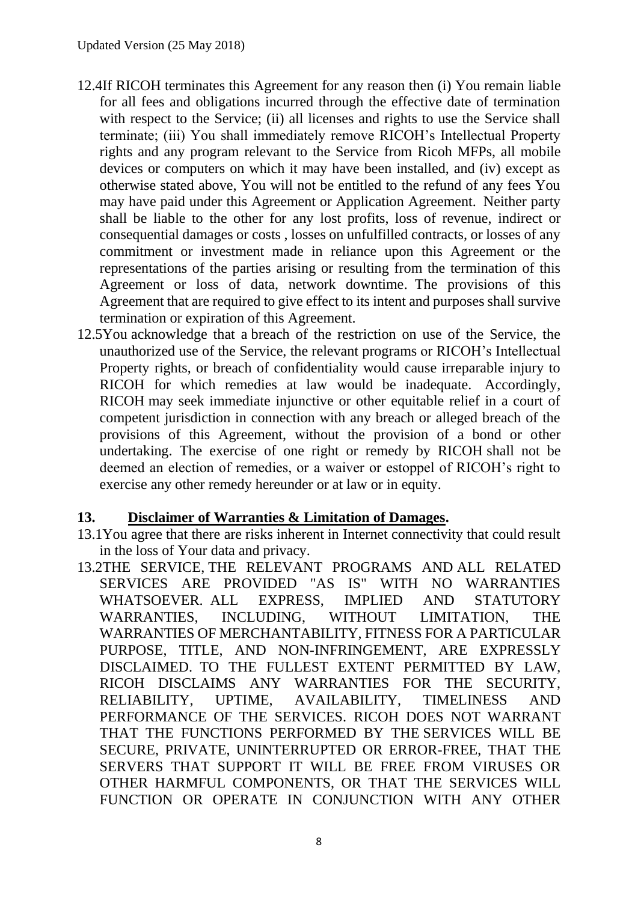12.4 If RICOH terminates this Agreement for any reason then (i) You remain liable for all fees and obligations incurred through the effective date of termination with respect to the Service; (ii) all licenses and rights to use the Service shall terminate; (iii) You shall immediately remove RICOH's Intellectual Property rights and any program relevant to the Service from Ricoh MFPs, all mobile devices or computers on which it may have been installed, and (iv) except as otherwise stated above, You will not be entitled to the refund of any fees You may have paid under this Agreement or Application Agreement. Neither party shall be liable to the other for any lost profits, loss of revenue, indirect or consequential damages or costs , losses on unfulfilled contracts, or losses of any commitment or investment made in reliance upon this Agreement or the representations of the parties arising or resulting from the termination of this Agreement or loss of data, network downtime. The provisions of this Agreement that are required to give effect to its intent and purposes shall survive termination or expiration of this Agreement.

12.5 You acknowledge that a breach of the restriction on use of the Service, the unauthorized use of the Service, the relevant programs or RICOH's Intellectual Property rights, or breach of confidentiality would cause irreparable injury to RICOH for which remedies at law would be inadequate. Accordingly, RICOH may seek immediate injunctive or other equitable relief in a court of competent jurisdiction in connection with any breach or alleged breach of the provisions of this Agreement, without the provision of a bond or other undertaking. The exercise of one right or remedy by RICOH shall not be deemed an election of remedies, or a waiver or estoppel of RICOH's right to exercise any other remedy hereunder or at law or in equity.

## 13. Disclaimer of Warranties & Limitation of Damages.

13.1 You agree that there are risks inherent in Internet connectivity that could result in the loss of Your data and privacy.

13.2 THE SERVICE, THE RELEVANT PROGRAMS AND ALL RELATED SERVICES ARE PROVIDED "AS IS" WITH NO WARRANTIES WHATSOEVER. ALL EXPRESS, IMPLIED AND STATUTORY WARRANTIES, INCLUDING, WITHOUT LIMITATION, THE WARRANTIES OF MERCHANTABILITY, FITNESS FOR A PARTICULAR PURPOSE, TITLE, AND NON-INFRINGEMENT, ARE EXPRESSLY DISCLAIMED. TO THE FULLEST EXTENT PERMITTED BY LAW, RICOH DISCLAIMS ANY WARRANTIES FOR THE SECURITY, RELIABILITY, UPTIME, AVAILABILITY, TIMELINESS AND PERFORMANCE OF THE SERVICES. RICOH DOES NOT WARRANT THAT THE FUNCTIONS PERFORMED BY THE SERVICES WILL BE SECURE, PRIVATE, UNINTERRUPTED OR ERROR-FREE, THAT THE SERVERS THAT SUPPORT IT WILL BE FREE FROM VIRUSES OR OTHER HARMFUL COMPONENTS, OR THAT THE SERVICES WILL FUNCTION OR OPERATE IN CONJUNCTION WITH ANY OTHER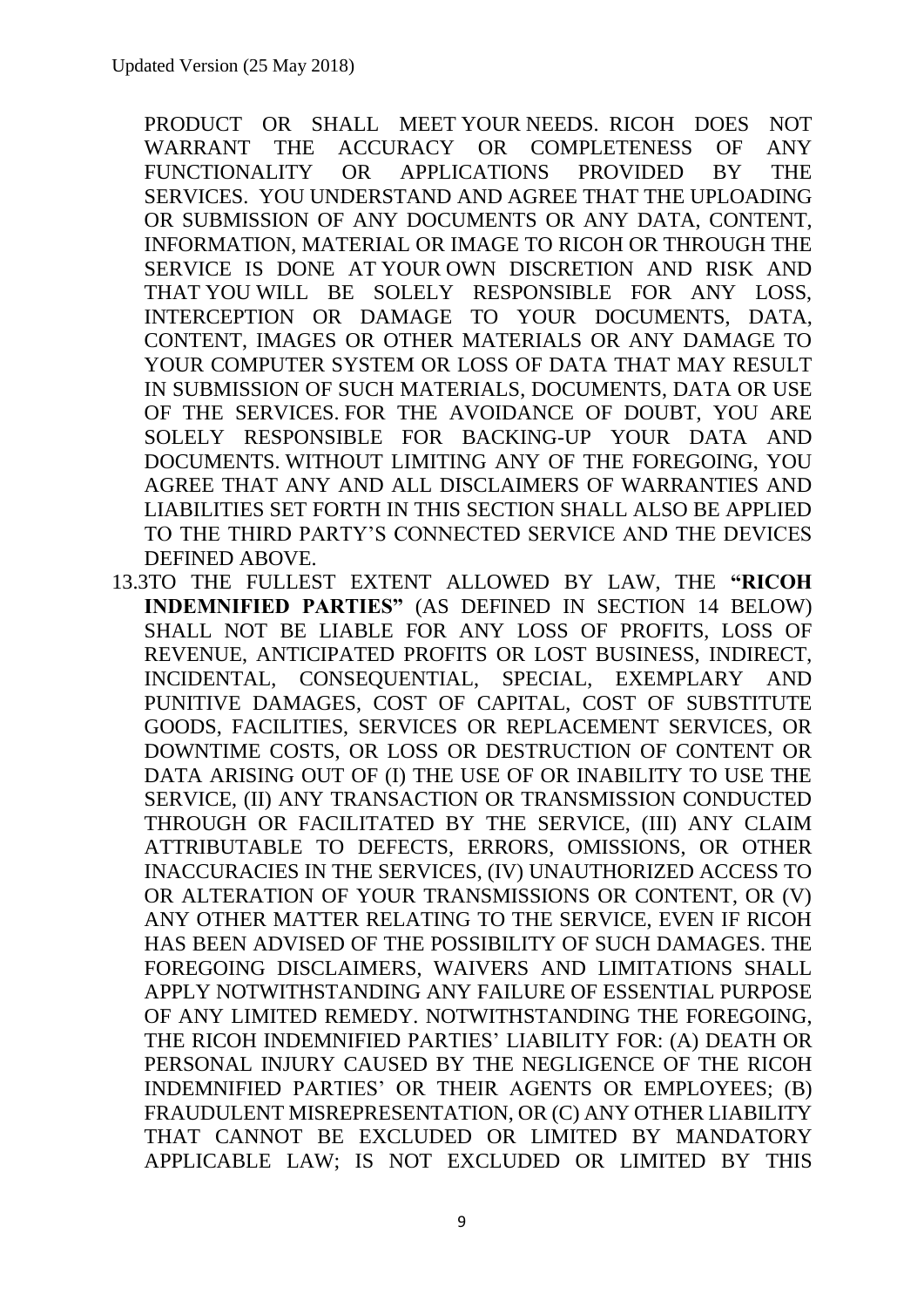PRODUCT OR SHALL MEET YOUR NEEDS. RICOH DOES NOT WARRANT THE ACCURACY OR COMPLETENESS OF ANY FUNCTIONALITY OR APPLICATIONS PROVIDED BY THE SERVICES. YOU UNDERSTAND AND AGREE THAT THE UPLOADING OR SUBMISSION OF ANY DOCUMENTS OR ANY DATA, CONTENT, INFORMATION, MATERIAL OR IMAGE TO RICOH OR THROUGH THE SERVICE IS DONE AT YOUR OWN DISCRETION AND RISK AND THAT YOU WILL BE SOLELY RESPONSIBLE FOR ANY LOSS, INTERCEPTION OR DAMAGE TO YOUR DOCUMENTS, DATA, CONTENT, IMAGES OR OTHER MATERIALS OR ANY DAMAGE TO YOUR COMPUTER SYSTEM OR LOSS OF DATA THAT MAY RESULT IN SUBMISSION OF SUCH MATERIALS, DOCUMENTS, DATA OR USE OF THE SERVICES. FOR THE AVOIDANCE OF DOUBT, YOU ARE SOLELY RESPONSIBLE FOR BACKING-UP YOUR DATA AND DOCUMENTS. WITHOUT LIMITING ANY OF THE FOREGOING, YOU AGREE THAT ANY AND ALL DISCLAIMERS OF WARRANTIES AND LIABILITIES SET FORTH IN THIS SECTION SHALL ALSO BE APPLIED TO THE THIRD PARTY'S CONNECTED SERVICE AND THE DEVICES DEFINED ABOVE.

13.3 TO THE FULLEST EXTENT ALLOWED BY LAW, THE **"RICOH INDEMNIFIED PARTIES"** (AS DEFINED IN SECTION 14 BELOW) SHALL NOT BE LIABLE FOR ANY LOSS OF PROFITS, LOSS OF REVENUE, ANTICIPATED PROFITS OR LOST BUSINESS, INDIRECT, INCIDENTAL, CONSEQUENTIAL, SPECIAL, EXEMPLARY AND PUNITIVE DAMAGES, COST OF CAPITAL, COST OF SUBSTITUTE GOODS, FACILITIES, SERVICES OR REPLACEMENT SERVICES, OR DOWNTIME COSTS, OR LOSS OR DESTRUCTION OF CONTENT OR DATA ARISING OUT OF (I) THE USE OF OR INABILITY TO USE THE SERVICE, (II) ANY TRANSACTION OR TRANSMISSION CONDUCTED THROUGH OR FACILITATED BY THE SERVICE, (III) ANY CLAIM ATTRIBUTABLE TO DEFECTS, ERRORS, OMISSIONS, OR OTHER INACCURACIES IN THE SERVICES, (IV) UNAUTHORIZED ACCESS TO OR ALTERATION OF YOUR TRANSMISSIONS OR CONTENT, OR (V) ANY OTHER MATTER RELATING TO THE SERVICE, EVEN IF RICOH HAS BEEN ADVISED OF THE POSSIBILITY OF SUCH DAMAGES. THE FOREGOING DISCLAIMERS, WAIVERS AND LIMITATIONS SHALL APPLY NOTWITHSTANDING ANY FAILURE OF ESSENTIAL PURPOSE OF ANY LIMITED REMEDY. NOTWITHSTANDING THE FOREGOING, THE RICOH INDEMNIFIED PARTIES' LIABILITY FOR: (A) DEATH OR PERSONAL INJURY CAUSED BY THE NEGLIGENCE OF THE RICOH INDEMNIFIED PARTIES' OR THEIR AGENTS OR EMPLOYEES; (B) FRAUDULENT MISREPRESENTATION, OR (C) ANY OTHER LIABILITY THAT CANNOT BE EXCLUDED OR LIMITED BY MANDATORY APPLICABLE LAW; IS NOT EXCLUDED OR LIMITED BY THIS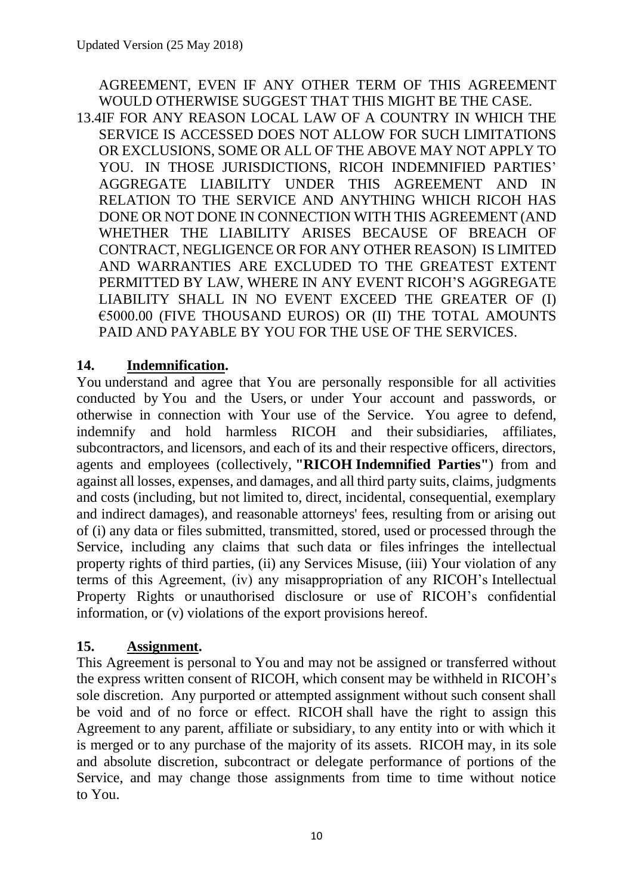AGREEMENT, EVEN IF ANY OTHER TERM OF THIS AGREEMENT WOULD OTHERWISE SUGGEST THAT THIS MIGHT BE THE CASE.

13.4 IF FOR ANY REASON LOCAL LAW OF A COUNTRY IN WHICH THE SERVICE IS ACCESSED DOES NOT ALLOW FOR SUCH LIMITATIONS OR EXCLUSIONS, SOME OR ALL OF THE ABOVE MAY NOT APPLY TO YOU. IN THOSE JURISDICTIONS, RICOH INDEMNIFIED PARTIES' AGGREGATE LIABILITY UNDER THIS AGREEMENT AND IN RELATION TO THE SERVICE AND ANYTHING WHICH RICOH HAS DONE OR NOT DONE IN CONNECTION WITH THIS AGREEMENT (AND WHETHER THE LIABILITY ARISES BECAUSE OF BREACH OF CONTRACT, NEGLIGENCE OR FOR ANY OTHER REASON) IS LIMITED AND WARRANTIES ARE EXCLUDED TO THE GREATEST EXTENT PERMITTED BY LAW, WHERE IN ANY EVENT RICOH'S AGGREGATE LIABILITY SHALL IN NO EVENT EXCEED THE GREATER OF (I) €5000.00 (FIVE THOUSAND EUROS) OR (II) THE TOTAL AMOUNTS PAID AND PAYABLE BY YOU FOR THE USE OF THE SERVICES.

## 14. Indemnification.

You understand and agree that You are personally responsible for all activities conducted by You and the Users, or under Your account and passwords, or otherwise in connection with Your use of the Service. You agree to defend, indemnify and hold harmless RICOH and their subsidiaries, affiliates, subcontractors, and licensors, and each of its and their respective officers, directors, agents and employees (collectively, **"RICOH Indemnified Parties"**) from and against all losses, expenses, and damages, and all third party suits, claims, judgments and costs (including, but not limited to, direct, incidental, consequential, exemplary and indirect damages), and reasonable attorneys' fees, resulting from or arising out of (i) any data or files submitted, transmitted, stored, used or processed through the Service, including any claims that such data or files infringes the intellectual property rights of third parties, (ii) any Services Misuse, (iii) Your violation of any terms of this Agreement, (iv) any misappropriation of any RICOH's Intellectual Property Rights or unauthorised disclosure or use of RICOH's confidential information, or (v) violations of the export provisions hereof.

## 15. Assignment.

This Agreement is personal to You and may not be assigned or transferred without the express written consent of RICOH, which consent may be withheld in RICOH's sole discretion. Any purported or attempted assignment without such consent shall be void and of no force or effect. RICOH shall have the right to assign this Agreement to any parent, affiliate or subsidiary, to any entity into or with which it is merged or to any purchase of the majority of its assets. RICOH may, in its sole and absolute discretion, subcontract or delegate performance of portions of the Service, and may change those assignments from time to time without notice to You.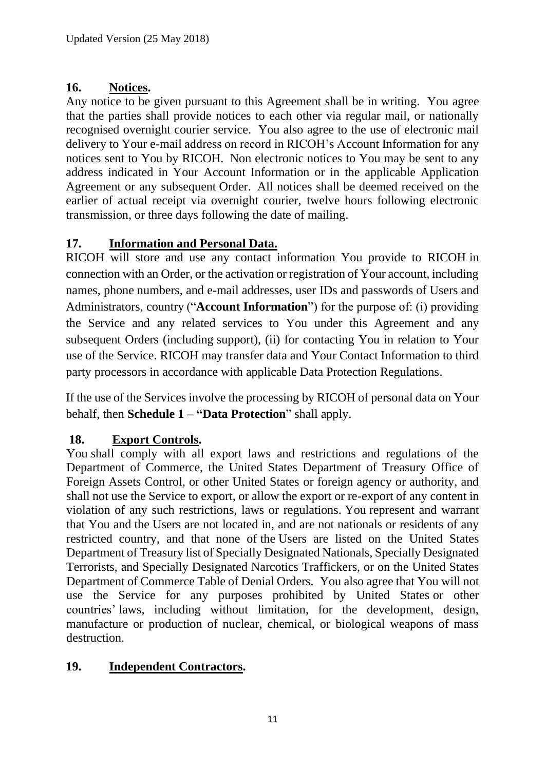## 16. Notices.

Any notice to be given pursuant to this Agreement shall be in writing. You agree that the parties shall provide notices to each other via regular mail, or nationally recognised overnight courier service. You also agree to the use of electronic mail delivery to Your e-mail address on record in RICOH's Account Information for any notices sent to You by RICOH. Non electronic notices to You may be sent to any address indicated in Your Account Information or in the applicable Application Agreement or any subsequent Order. All notices shall be deemed received on the earlier of actual receipt via overnight courier, twelve hours following electronic transmission, or three days following the date of mailing.

## 17. Information and Personal Data.

RICOH will store and use any contact information You provide to RICOH in connection with an Order, or the activation or registration of Your account, including names, phone numbers, and e-mail addresses, user IDs and passwords of Users and Administrators, country ("**Account Information**") for the purpose of: (i) providing the Service and any related services to You under this Agreement and any subsequent Orders (including support), (ii) for contacting You in relation to Your use of the Service. RICOH may transfer data and Your Contact Information to third party processors in accordance with applicable Data Protection Regulations.

If the use of the Services involve the processing by RICOH of personal data on Your behalf, then **Schedule 1 – "Data Protection**" shall apply.

## 18. Export Controls.

You shall comply with all export laws and restrictions and regulations of the Department of Commerce, the United States Department of Treasury Office of Foreign Assets Control, or other United States or foreign agency or authority, and shall not use the Service to export, or allow the export or re-export of any content in violation of any such restrictions, laws or regulations. You represent and warrant that You and the Users are not located in, and are not nationals or residents of any restricted country, and that none of the Users are listed on the United States Department of Treasury list of Specially Designated Nationals, Specially Designated Terrorists, and Specially Designated Narcotics Traffickers, or on the United States Department of Commerce Table of Denial Orders. You also agree that You will not use the Service for any purposes prohibited by United States or other countries' laws, including without limitation, for the development, design, manufacture or production of nuclear, chemical, or biological weapons of mass destruction.

## 19. Independent Contractors.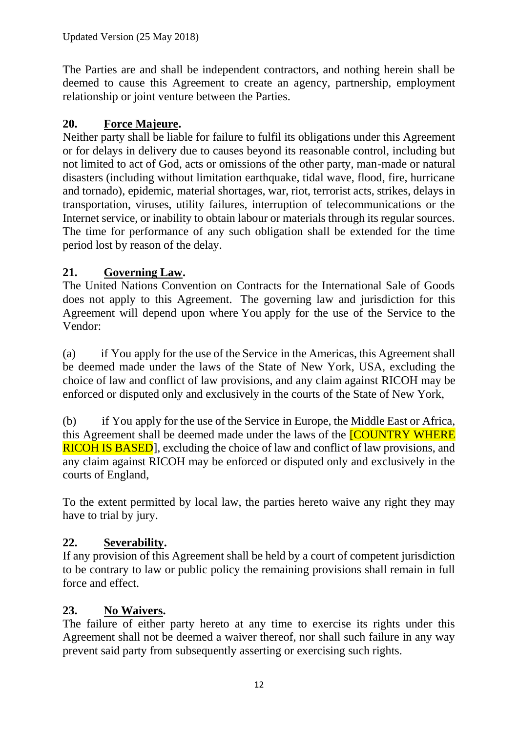The Parties are and shall be independent contractors, and nothing herein shall be deemed to cause this Agreement to create an agency, partnership, employment relationship or joint venture between the Parties.

## 20. Force Majeure.

Neither party shall be liable for failure to fulfil its obligations under this Agreement or for delays in delivery due to causes beyond its reasonable control, including but not limited to act of God, acts or omissions of the other party, man-made or natural disasters (including without limitation earthquake, tidal wave, flood, fire, hurricane and tornado), epidemic, material shortages, war, riot, terrorist acts, strikes, delays in transportation, viruses, utility failures, interruption of telecommunications or the Internet service, or inability to obtain labour or materials through its regular sources. The time for performance of any such obligation shall be extended for the time period lost by reason of the delay.

## 21. Governing Law.

The United Nations Convention on Contracts for the International Sale of Goods does not apply to this Agreement. The governing law and jurisdiction for this Agreement will depend upon where You apply for the use of the Service to the Vendor:

(a) if You apply for the use of the Service in the Americas, this Agreement shall be deemed made under the laws of the State of New York, USA, excluding the choice of law and conflict of law provisions, and any claim against RICOH may be enforced or disputed only and exclusively in the courts of the State of New York,

(b) if You apply for the use of the Service in Europe, the Middle East or Africa, this Agreement shall be deemed made under the laws of the [COUNTRY WHERE RICOH IS BASED], excluding the choice of law and conflict of law provisions, and any claim against RICOH may be enforced or disputed only and exclusively in the courts of England,

To the extent permitted by local law, the parties hereto waive any right they may have to trial by jury.

## 22. Severability.

If any provision of this Agreement shall be held by a court of competent jurisdiction to be contrary to law or public policy the remaining provisions shall remain in full force and effect.

## 23. No Waivers.

The failure of either party hereto at any time to exercise its rights under this Agreement shall not be deemed a waiver thereof, nor shall such failure in any way prevent said party from subsequently asserting or exercising such rights.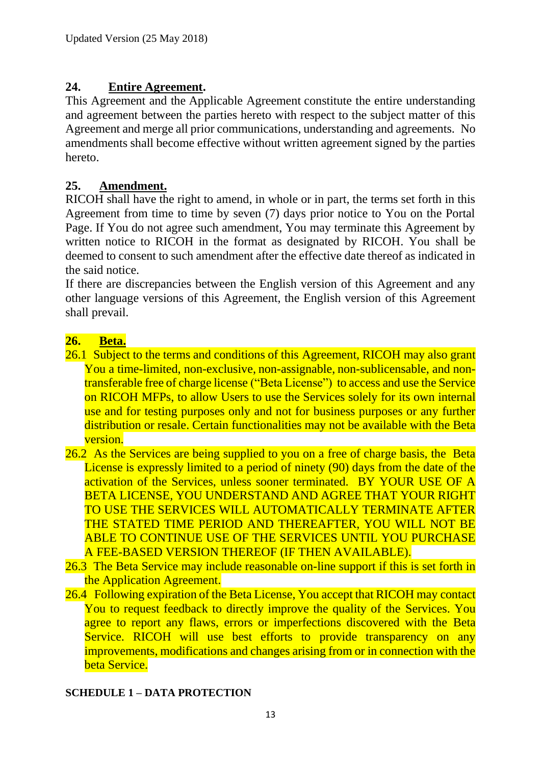## 24. Entire Agreement.

This Agreement and the Applicable Agreement constitute the entire understanding and agreement between the parties hereto with respect to the subject matter of this Agreement and merge all prior communications, understanding and agreements. No amendments shall become effective without written agreement signed by the parties hereto.

## 25. Amendment.

RICOH shall have the right to amend, in whole or in part, the terms set forth in this Agreement from time to time by seven (7) days prior notice to You on the Portal Page. If You do not agree such amendment, You may terminate this Agreement by written notice to RICOH in the format as designated by RICOH. You shall be deemed to consent to such amendment after the effective date thereof as indicated in the said notice.

If there are discrepancies between the English version of this Agreement and any other language versions of this Agreement, the English version of this Agreement shall prevail.

## 26. Beta.

26.1 Subject to the terms and conditions of this Agreement, RICOH may also grant You a time-limited, non-exclusive, non-assignable, non-sublicensable, and non-transferable free of charge license ("Beta License") to access and use the Service on RICOH MFPs, to allow Users to use the Services solely for its own internal use and for testing purposes only and not for business purposes or any further distribution or resale. Certain functionalities may not be available with the Beta version.

26.2 As the Services are being supplied to you on a free of charge basis, the Beta License is expressly limited to a period of ninety (90) days from the date of the activation of the Services, unless sooner terminated. BY YOUR USE OF A BETA LICENSE, YOU UNDERSTAND AND AGREE THAT YOUR RIGHT TO USE THE SERVICES WILL AUTOMATICALLY TERMINATE AFTER THE STATED TIME PERIOD AND THEREAFTER, YOU WILL NOT BE ABLE TO CONTINUE USE OF THE SERVICES UNTIL YOU PURCHASE A FEE-BASED VERSION THEREOF (IF THEN AVAILABLE).

26.3 The Beta Service may include reasonable on-line support if this is set forth in the Application Agreement.

26.4 Following expiration of the Beta License, You accept that RICOH may contact You to request feedback to directly improve the quality of the Services. You agree to report any flaws, errors or imperfections discovered with the Beta Service. RICOH will use best efforts to provide transparency on any improvements, modifications and changes arising from or in connection with the beta Service.

## SCHEDULE 1 – DATA PROTECTION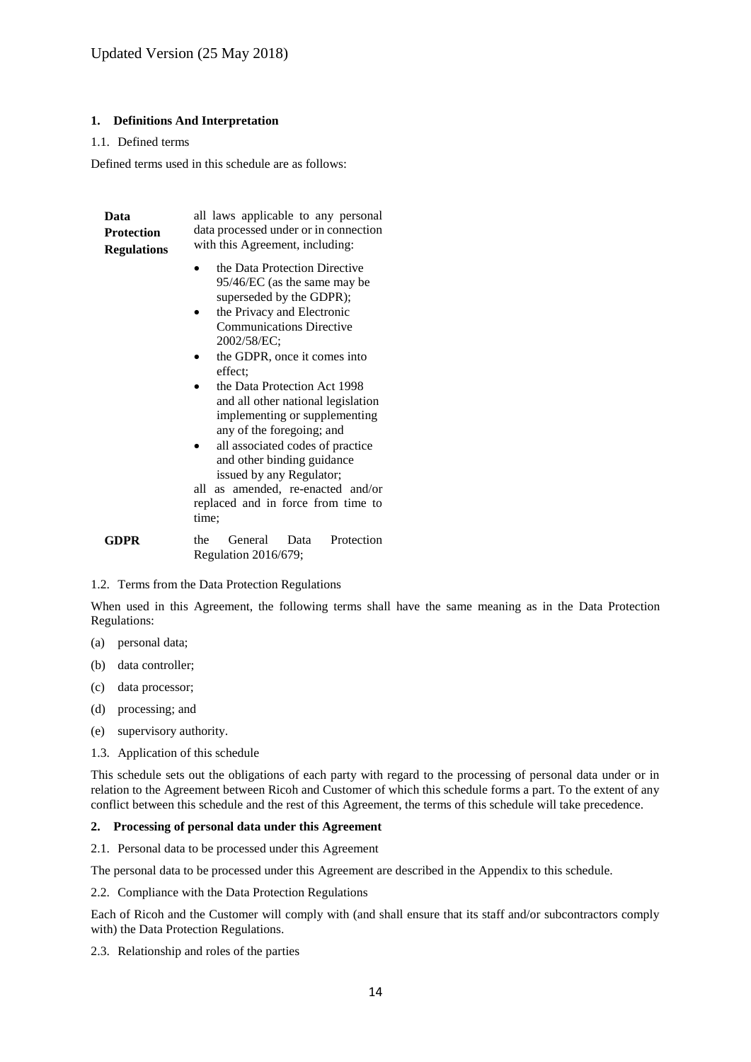Updated Version (25 May 2018)

## 1. Definitions And Interpretation

1.1. Defined terms

Defined terms used in this schedule are as follows:

| | |
|---|---|
| **Data Protection Regulations** | all laws applicable to any personal data processed under or in connection with this Agreement, including:<br>• the Data Protection Directive 95/46/EC (as the same may be superseded by the GDPR);<br>• the Privacy and Electronic Communications Directive 2002/58/EC;<br>• the GDPR, once it comes into effect;<br>• the Data Protection Act 1998 and all other national legislation implementing or supplementing any of the foregoing; and<br>• all associated codes of practice and other binding guidance issued by any Regulator;<br>all as amended, re-enacted and/or replaced and in force from time to time; |
| **GDPR** | the General Data Protection Regulation 2016/679; |

1.2. Terms from the Data Protection Regulations

When used in this Agreement, the following terms shall have the same meaning as in the Data Protection Regulations:

(a) personal data;

(b) data controller;

(c) data processor;

(d) processing; and

(e) supervisory authority.

1.3. Application of this schedule

This schedule sets out the obligations of each party with regard to the processing of personal data under or in relation to the Agreement between Ricoh and Customer of which this schedule forms a part. To the extent of any conflict between this schedule and the rest of this Agreement, the terms of this schedule will take precedence.

## 2. Processing of personal data under this Agreement

2.1. Personal data to be processed under this Agreement

The personal data to be processed under this Agreement are described in the Appendix to this schedule.

2.2. Compliance with the Data Protection Regulations

Each of Ricoh and the Customer will comply with (and shall ensure that its staff and/or subcontractors comply with) the Data Protection Regulations.

2.3. Relationship and roles of the parties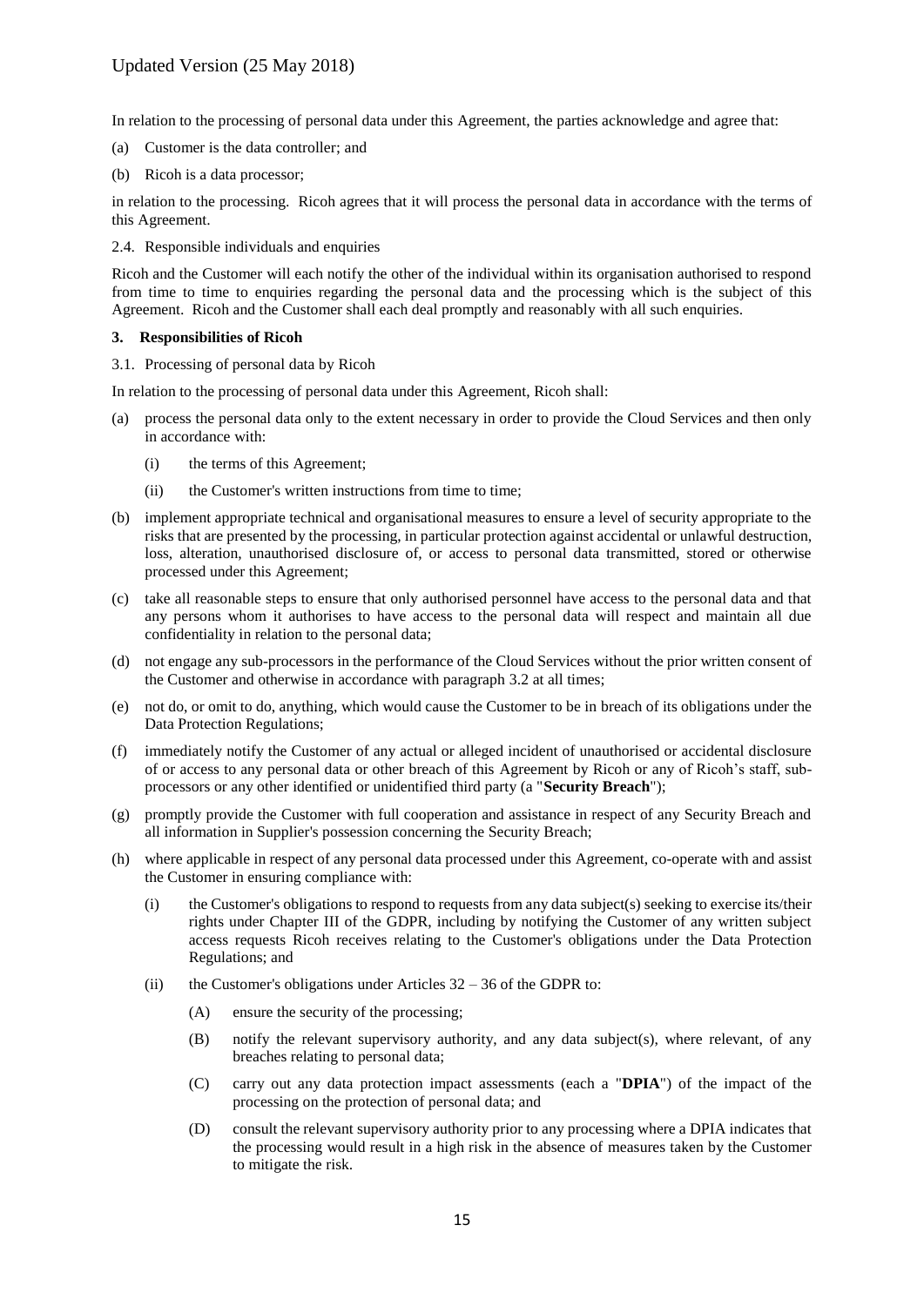In relation to the processing of personal data under this Agreement, the parties acknowledge and agree that:

(a) Customer is the data controller; and

(b) Ricoh is a data processor;

in relation to the processing. Ricoh agrees that it will process the personal data in accordance with the terms of this Agreement.

2.4. Responsible individuals and enquiries

Ricoh and the Customer will each notify the other of the individual within its organisation authorised to respond from time to time to enquiries regarding the personal data and the processing which is the subject of this Agreement. Ricoh and the Customer shall each deal promptly and reasonably with all such enquiries.

## 3. Responsibilities of Ricoh

3.1. Processing of personal data by Ricoh

In relation to the processing of personal data under this Agreement, Ricoh shall:

(a) process the personal data only to the extent necessary in order to provide the Cloud Services and then only in accordance with:

 (i) the terms of this Agreement;

 (ii) the Customer's written instructions from time to time;

(b) implement appropriate technical and organisational measures to ensure a level of security appropriate to the risks that are presented by the processing, in particular protection against accidental or unlawful destruction, loss, alteration, unauthorised disclosure of, or access to personal data transmitted, stored or otherwise processed under this Agreement;

(c) take all reasonable steps to ensure that only authorised personnel have access to the personal data and that any persons whom it authorises to have access to the personal data will respect and maintain all due confidentiality in relation to the personal data;

(d) not engage any sub-processors in the performance of the Cloud Services without the prior written consent of the Customer and otherwise in accordance with paragraph 3.2 at all times;

(e) not do, or omit to do, anything, which would cause the Customer to be in breach of its obligations under the Data Protection Regulations;

(f) immediately notify the Customer of any actual or alleged incident of unauthorised or accidental disclosure of or access to any personal data or other breach of this Agreement by Ricoh or any of Ricoh's staff, sub-processors or any other identified or unidentified third party (a "**Security Breach**");

(g) promptly provide the Customer with full cooperation and assistance in respect of any Security Breach and all information in Supplier's possession concerning the Security Breach;

(h) where applicable in respect of any personal data processed under this Agreement, co-operate with and assist the Customer in ensuring compliance with:

 (i) the Customer's obligations to respond to requests from any data subject(s) seeking to exercise its/their rights under Chapter III of the GDPR, including by notifying the Customer of any written subject access requests Ricoh receives relating to the Customer's obligations under the Data Protection Regulations; and

 (ii) the Customer's obligations under Articles 32 – 36 of the GDPR to:

  (A) ensure the security of the processing;

  (B) notify the relevant supervisory authority, and any data subject(s), where relevant, of any breaches relating to personal data;

  (C) carry out any data protection impact assessments (each a "**DPIA**") of the impact of the processing on the protection of personal data; and

  (D) consult the relevant supervisory authority prior to any processing where a DPIA indicates that the processing would result in a high risk in the absence of measures taken by the Customer to mitigate the risk.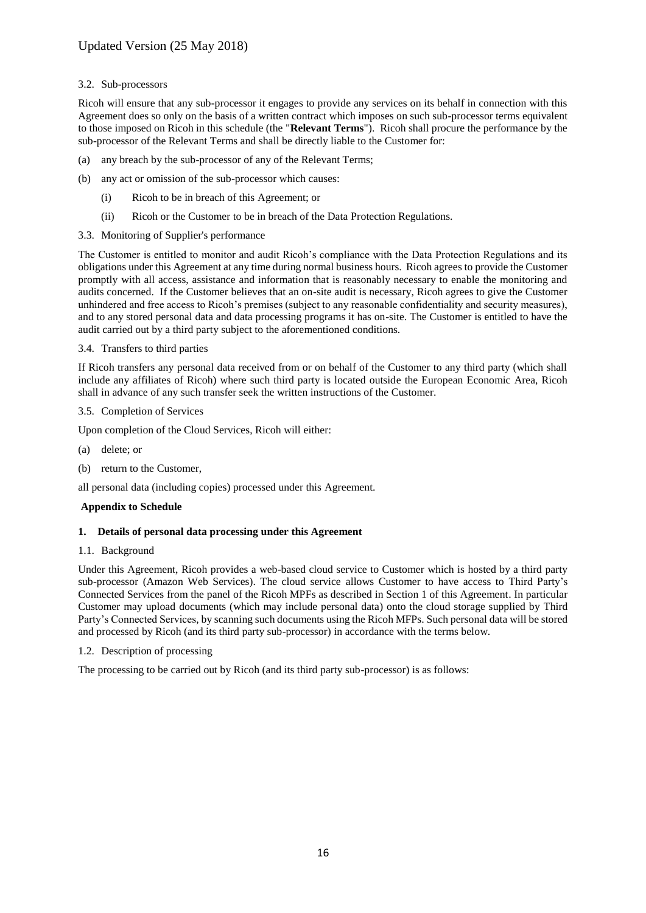### 3.2. Sub-processors

Ricoh will ensure that any sub-processor it engages to provide any services on its behalf in connection with this Agreement does so only on the basis of a written contract which imposes on such sub-processor terms equivalent to those imposed on Ricoh in this schedule (the "**Relevant Terms**"). Ricoh shall procure the performance by the sub-processor of the Relevant Terms and shall be directly liable to the Customer for:

(a) any breach by the sub-processor of any of the Relevant Terms;

(b) any act or omission of the sub-processor which causes:

  (i) Ricoh to be in breach of this Agreement; or

  (ii) Ricoh or the Customer to be in breach of the Data Protection Regulations.

### 3.3. Monitoring of Supplier's performance

The Customer is entitled to monitor and audit Ricoh's compliance with the Data Protection Regulations and its obligations under this Agreement at any time during normal business hours. Ricoh agrees to provide the Customer promptly with all access, assistance and information that is reasonably necessary to enable the monitoring and audits concerned. If the Customer believes that an on-site audit is necessary, Ricoh agrees to give the Customer unhindered and free access to Ricoh's premises (subject to any reasonable confidentiality and security measures), and to any stored personal data and data processing programs it has on-site. The Customer is entitled to have the audit carried out by a third party subject to the aforementioned conditions.

### 3.4. Transfers to third parties

If Ricoh transfers any personal data received from or on behalf of the Customer to any third party (which shall include any affiliates of Ricoh) where such third party is located outside the European Economic Area, Ricoh shall in advance of any such transfer seek the written instructions of the Customer.

### 3.5. Completion of Services

Upon completion of the Cloud Services, Ricoh will either:

(a) delete; or

(b) return to the Customer,

all personal data (including copies) processed under this Agreement.

## Appendix to Schedule

### 1. Details of personal data processing under this Agreement

#### 1.1. Background

Under this Agreement, Ricoh provides a web-based cloud service to Customer which is hosted by a third party sub-processor (Amazon Web Services). The cloud service allows Customer to have access to Third Party's Connected Services from the panel of the Ricoh MPFs as described in Section 1 of this Agreement. In particular Customer may upload documents (which may include personal data) onto the cloud storage supplied by Third Party's Connected Services, by scanning such documents using the Ricoh MFPs. Such personal data will be stored and processed by Ricoh (and its third party sub-processor) in accordance with the terms below.

#### 1.2. Description of processing

The processing to be carried out by Ricoh (and its third party sub-processor) is as follows: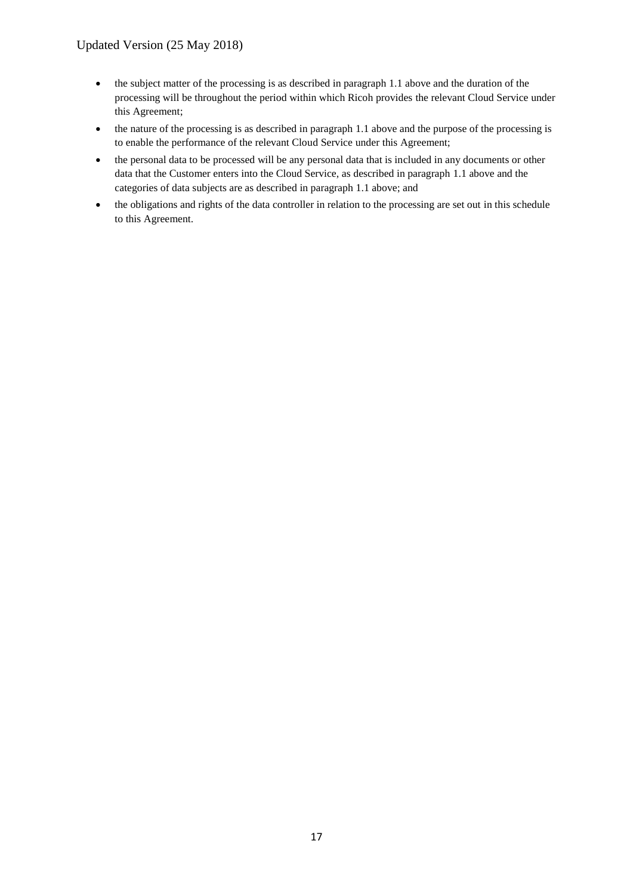- the subject matter of the processing is as described in paragraph 1.1 above and the duration of the processing will be throughout the period within which Ricoh provides the relevant Cloud Service under this Agreement;
- the nature of the processing is as described in paragraph 1.1 above and the purpose of the processing is to enable the performance of the relevant Cloud Service under this Agreement;
- the personal data to be processed will be any personal data that is included in any documents or other data that the Customer enters into the Cloud Service, as described in paragraph 1.1 above and the categories of data subjects are as described in paragraph 1.1 above; and
- the obligations and rights of the data controller in relation to the processing are set out in this schedule to this Agreement.